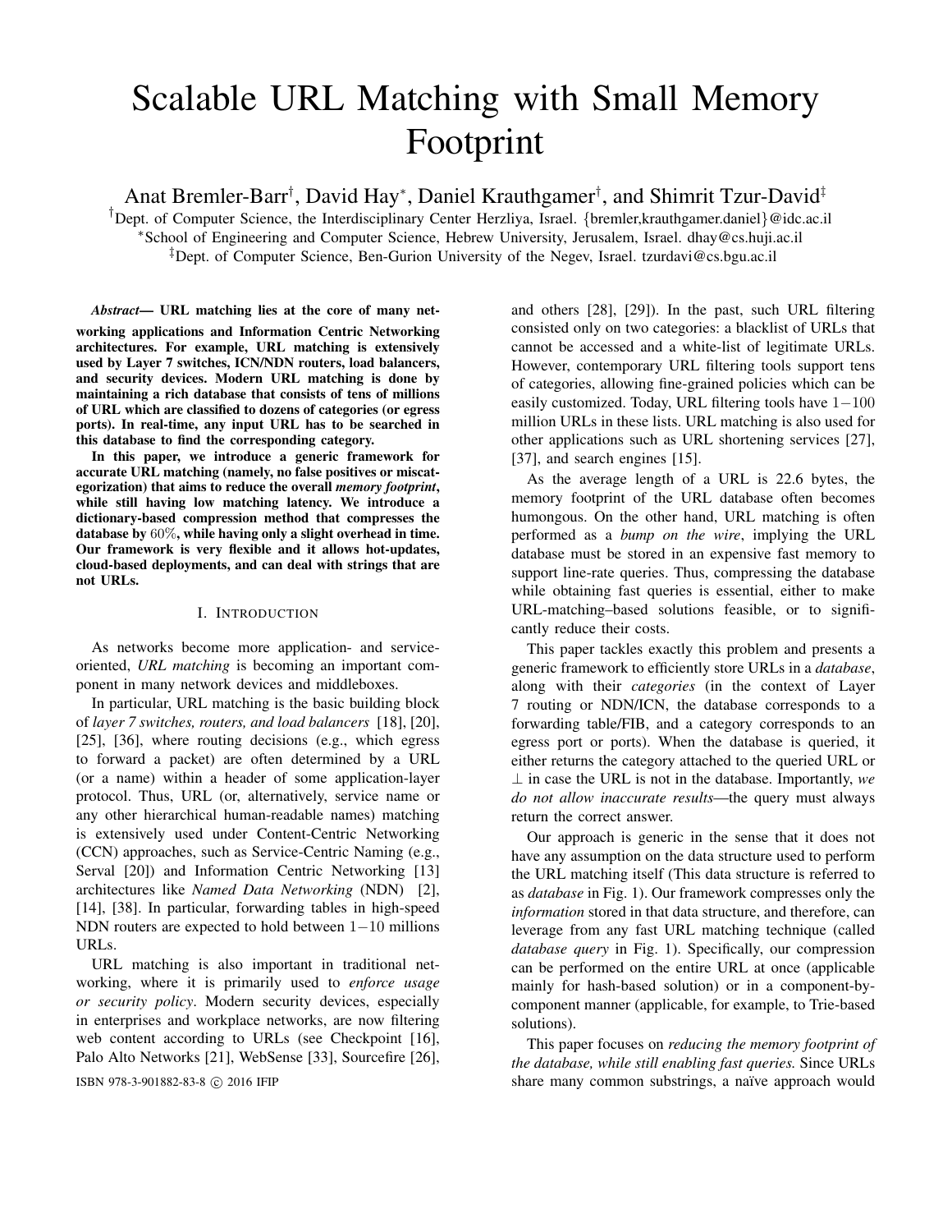# Scalable URL Matching with Small Memory Footprint

Anat Bremler-Barr[†], David Hay[*], Daniel Krauthgamer[†], and Shimrit Tzur-David[‡]

[†]Dept. of Computer Science, the Interdisciplinary Center Herzliya, Israel. {bremler,krauthgamer.daniel}@idc.ac.il
[*]School of Engineering and Computer Science, Hebrew University, Jerusalem, Israel. dhay@cs.huji.ac.il
[‡]Dept. of Computer Science, Ben-Gurion University of the Negev, Israel. tzurdavi@cs.bgu.ac.il

***Abstract*— URL matching lies at the core of many networking applications and Information Centric Networking architectures. For example, URL matching is extensively used by Layer 7 switches, ICN/NDN routers, load balancers, and security devices. Modern URL matching is done by maintaining a rich database that consists of tens of millions of URL which are classified to dozens of categories (or egress ports). In real-time, any input URL has to be searched in this database to find the corresponding category.**

**In this paper, we introduce a generic framework for accurate URL matching (namely, no false positives or miscategorization) that aims to reduce the overall *memory footprint*, while still having low matching latency. We introduce a dictionary-based compression method that compresses the database by $60\%$, while having only a slight overhead in time. Our framework is very flexible and it allows hot-updates, cloud-based deployments, and can deal with strings that are not URLs.**

## I. Introduction

As networks become more application- and service-oriented, *URL matching* is becoming an important component in many network devices and middleboxes.

In particular, URL matching is the basic building block of *layer 7 switches, routers, and load balancers* [18], [20], [25], [36], where routing decisions (e.g., which egress to forward a packet) are often determined by a URL (or a name) within a header of some application-layer protocol. Thus, URL (or, alternatively, service name or any other hierarchical human-readable names) matching is extensively used under Content-Centric Networking (CCN) approaches, such as Service-Centric Naming (e.g., Serval [20]) and Information Centric Networking [13] architectures like *Named Data Networking* (NDN) [2], [14], [38]. In particular, forwarding tables in high-speed NDN routers are expected to hold between $1-10$ millions URLs.

URL matching is also important in traditional networking, where it is primarily used to *enforce usage or security policy*. Modern security devices, especially in enterprises and workplace networks, are now filtering web content according to URLs (see Checkpoint [16], Palo Alto Networks [21], WebSense [33], Sourcefire [26], and others [28], [29]). In the past, such URL filtering consisted only on two categories: a blacklist of URLs that cannot be accessed and a white-list of legitimate URLs. However, contemporary URL filtering tools support tens of categories, allowing fine-grained policies which can be easily customized. Today, URL filtering tools have $1-100$ million URLs in these lists. URL matching is also used for other applications such as URL shortening services [27], [37], and search engines [15].

As the average length of a URL is 22.6 bytes, the memory footprint of the URL database often becomes humongous. On the other hand, URL matching is often performed as a *bump on the wire*, implying the URL database must be stored in an expensive fast memory to support line-rate queries. Thus, compressing the database while obtaining fast queries is essential, either to make URL-matching–based solutions feasible, or to significantly reduce their costs.

This paper tackles exactly this problem and presents a generic framework to efficiently store URLs in a *database*, along with their *categories* (in the context of Layer 7 routing or NDN/ICN, the database corresponds to a forwarding table/FIB, and a category corresponds to an egress port or ports). When the database is queried, it either returns the category attached to the queried URL or $\perp$ in case the URL is not in the database. Importantly, *we do not allow inaccurate results*—the query must always return the correct answer.

Our approach is generic in the sense that it does not have any assumption on the data structure used to perform the URL matching itself (This data structure is referred to as *database* in Fig. 1). Our framework compresses only the *information* stored in that data structure, and therefore, can leverage from any fast URL matching technique (called *database query* in Fig. 1). Specifically, our compression can be performed on the entire URL at once (applicable mainly for hash-based solution) or in a component-by-component manner (applicable, for example, to Trie-based solutions).

This paper focuses on *reducing the memory footprint of the database, while still enabling fast queries.* Since URLs share many common substrings, a naïve approach would

ISBN 978-3-901882-83-8 © 2016 IFIP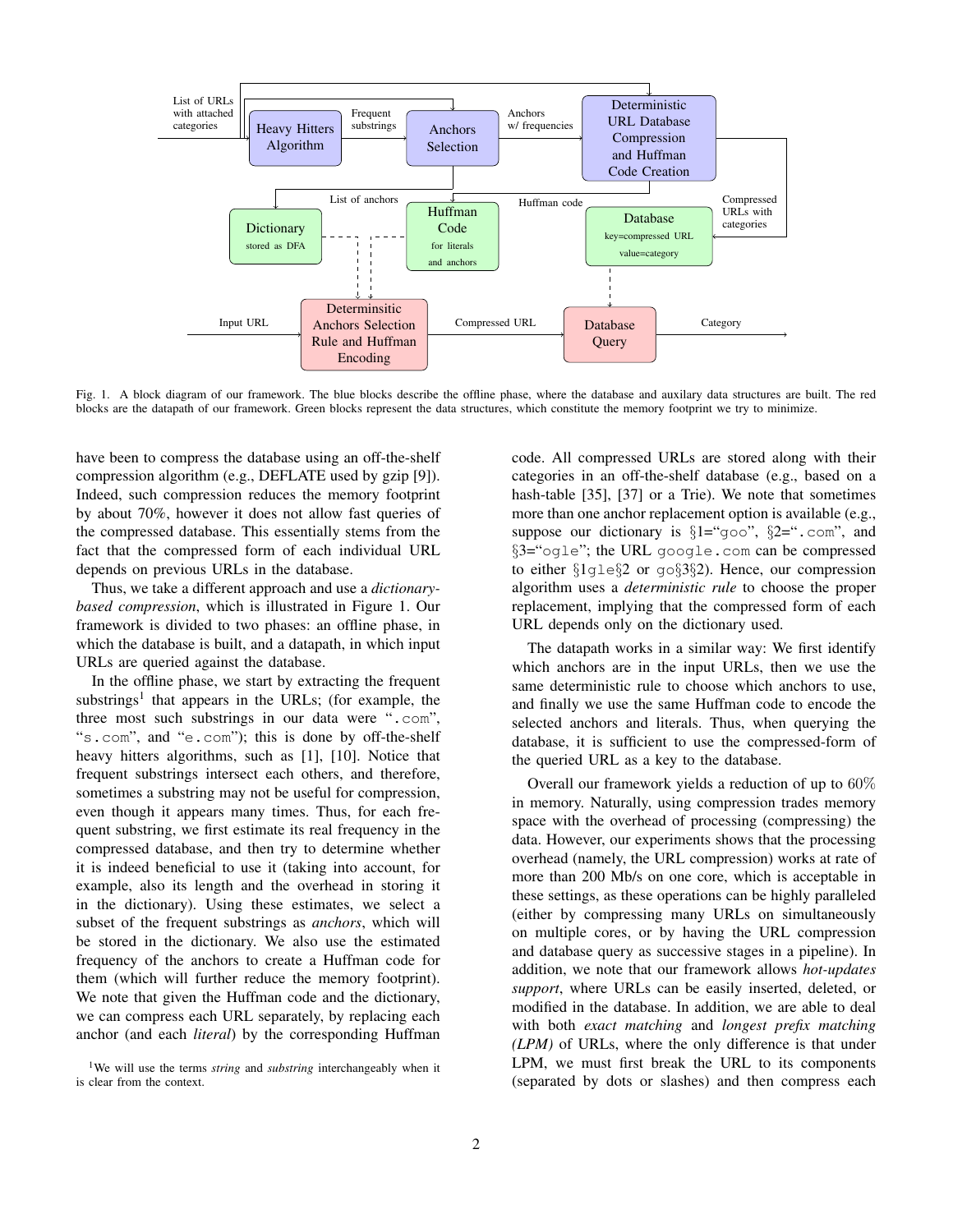Fig. 1. A block diagram of our framework. The blue blocks describe the offline phase, where the database and auxilary data structures are built. The red blocks are the datapath of our framework. Green blocks represent the data structures, which constitute the memory footprint we try to minimize.

have been to compress the database using an off-the-shelf compression algorithm (e.g., DEFLATE used by gzip [9]). Indeed, such compression reduces the memory footprint by about 70%, however it does not allow fast queries of the compressed database. This essentially stems from the fact that the compressed form of each individual URL depends on previous URLs in the database.

Thus, we take a different approach and use a *dictionary-based compression*, which is illustrated in Figure 1. Our framework is divided to two phases: an offline phase, in which the database is built, and a datapath, in which input URLs are queried against the database.

In the offline phase, we start by extracting the frequent substrings[1] that appears in the URLs; (for example, the three most such substrings in our data were "`.com`", "`s.com`", and "`e.com`"); this is done by off-the-shelf heavy hitters algorithms, such as [1], [10]. Notice that frequent substrings intersect each others, and therefore, sometimes a substring may not be useful for compression, even though it appears many times. Thus, for each frequent substring, we first estimate its real frequency in the compressed database, and then try to determine whether it is indeed beneficial to use it (taking into account, for example, also its length and the overhead in storing it in the dictionary). Using these estimates, we select a subset of the frequent substrings as *anchors*, which will be stored in the dictionary. We also use the estimated frequency of the anchors to create a Huffman code for them (which will further reduce the memory footprint). We note that given the Huffman code and the dictionary, we can compress each URL separately, by replacing each anchor (and each *literal*) by the corresponding Huffman code. All compressed URLs are stored along with their categories in an off-the-shelf database (e.g., based on a hash-table [35], [37] or a Trie). We note that sometimes more than one anchor replacement option is available (e.g., suppose our dictionary is §1="`goo`", §2="`.com`", and §3="`ogle`"; the URL `google.com` can be compressed to either §1`gle`§2 or `go`§3§2). Hence, our compression algorithm uses a *deterministic rule* to choose the proper replacement, implying that the compressed form of each URL depends only on the dictionary used.

The datapath works in a similar way: We first identify which anchors are in the input URLs, then we use the same deterministic rule to choose which anchors to use, and finally we use the same Huffman code to encode the selected anchors and literals. Thus, when querying the database, it is sufficient to use the compressed-form of the queried URL as a key to the database.

Overall our framework yields a reduction of up to 60% in memory. Naturally, using compression trades memory space with the overhead of processing (compressing) the data. However, our experiments shows that the processing overhead (namely, the URL compression) works at rate of more than 200 Mb/s on one core, which is acceptable in these settings, as these operations can be highly paralleled (either by compressing many URLs on simultaneously on multiple cores, or by having the URL compression and database query as successive stages in a pipeline). In addition, we note that our framework allows *hot-updates support*, where URLs can be easily inserted, deleted, or modified in the database. In addition, we are able to deal with both *exact matching* and *longest prefix matching (LPM)* of URLs, where the only difference is that under LPM, we must first break the URL to its components (separated by dots or slashes) and then compress each

[1] We will use the terms *string* and *substring* interchangeably when it is clear from the context.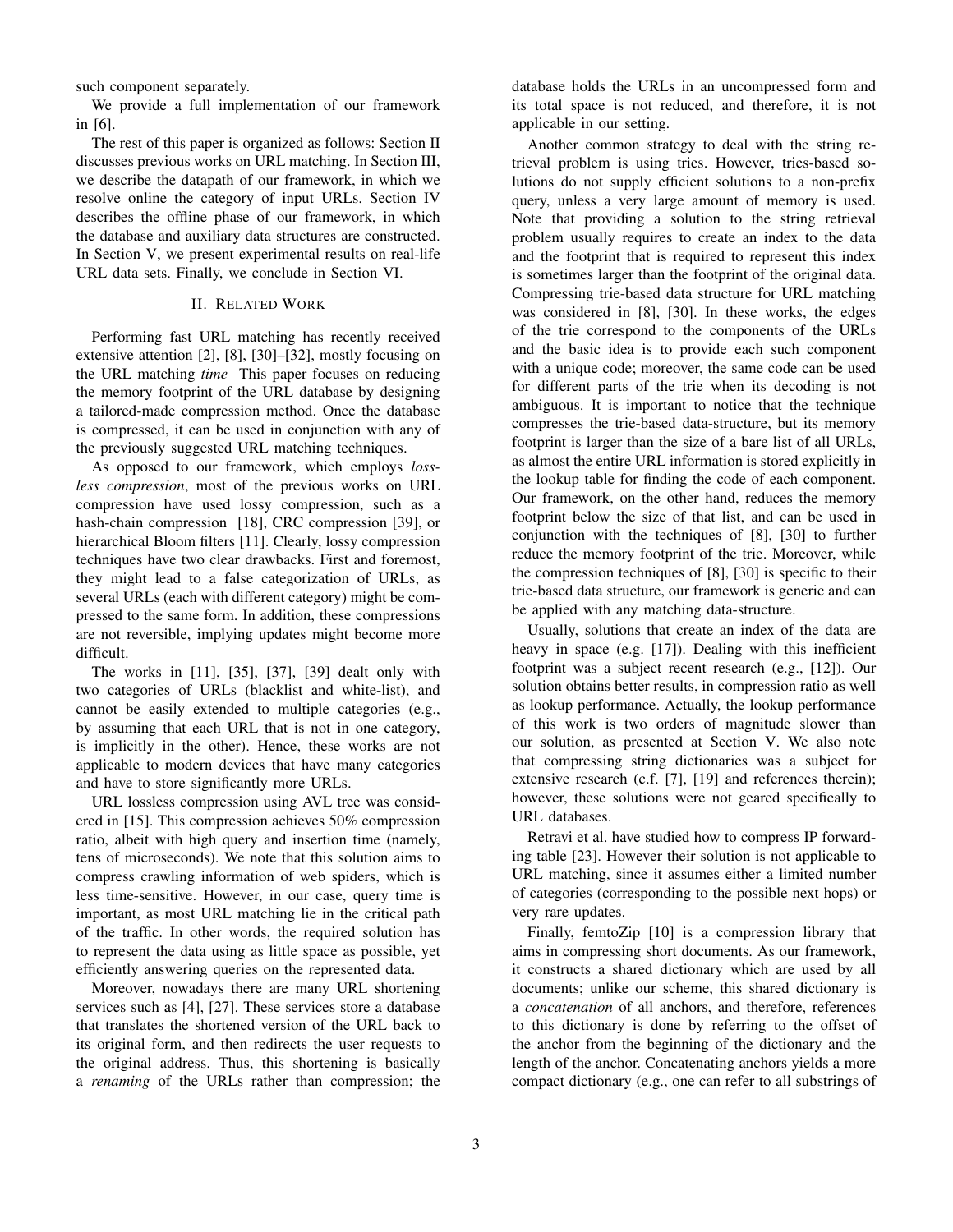such component separately.

We provide a full implementation of our framework in [6].

The rest of this paper is organized as follows: Section II discusses previous works on URL matching. In Section III, we describe the datapath of our framework, in which we resolve online the category of input URLs. Section IV describes the offline phase of our framework, in which the database and auxiliary data structures are constructed. In Section V, we present experimental results on real-life URL data sets. Finally, we conclude in Section VI.

## II. Related Work

Performing fast URL matching has recently received extensive attention [2], [8], [30]–[32], mostly focusing on the URL matching *time* This paper focuses on reducing the memory footprint of the URL database by designing a tailored-made compression method. Once the database is compressed, it can be used in conjunction with any of the previously suggested URL matching techniques.

As opposed to our framework, which employs *lossless compression*, most of the previous works on URL compression have used lossy compression, such as a hash-chain compression [18], CRC compression [39], or hierarchical Bloom filters [11]. Clearly, lossy compression techniques have two clear drawbacks. First and foremost, they might lead to a false categorization of URLs, as several URLs (each with different category) might be compressed to the same form. In addition, these compressions are not reversible, implying updates might become more difficult.

The works in [11], [35], [37], [39] dealt only with two categories of URLs (blacklist and white-list), and cannot be easily extended to multiple categories (e.g., by assuming that each URL that is not in one category, is implicitly in the other). Hence, these works are not applicable to modern devices that have many categories and have to store significantly more URLs.

URL lossless compression using AVL tree was considered in [15]. This compression achieves 50% compression ratio, albeit with high query and insertion time (namely, tens of microseconds). We note that this solution aims to compress crawling information of web spiders, which is less time-sensitive. However, in our case, query time is important, as most URL matching lie in the critical path of the traffic. In other words, the required solution has to represent the data using as little space as possible, yet efficiently answering queries on the represented data.

Moreover, nowadays there are many URL shortening services such as [4], [27]. These services store a database that translates the shortened version of the URL back to its original form, and then redirects the user requests to the original address. Thus, this shortening is basically a *renaming* of the URLs rather than compression; the database holds the URLs in an uncompressed form and its total space is not reduced, and therefore, it is not applicable in our setting.

Another common strategy to deal with the string retrieval problem is using tries. However, tries-based solutions do not supply efficient solutions to a non-prefix query, unless a very large amount of memory is used. Note that providing a solution to the string retrieval problem usually requires to create an index to the data and the footprint that is required to represent this index is sometimes larger than the footprint of the original data. Compressing trie-based data structure for URL matching was considered in [8], [30]. In these works, the edges of the trie correspond to the components of the URLs and the basic idea is to provide each such component with a unique code; moreover, the same code can be used for different parts of the trie when its decoding is not ambiguous. It is important to notice that the technique compresses the trie-based data-structure, but its memory footprint is larger than the size of a bare list of all URLs, as almost the entire URL information is stored explicitly in the lookup table for finding the code of each component. Our framework, on the other hand, reduces the memory footprint below the size of that list, and can be used in conjunction with the techniques of [8], [30] to further reduce the memory footprint of the trie. Moreover, while the compression techniques of [8], [30] is specific to their trie-based data structure, our framework is generic and can be applied with any matching data-structure.

Usually, solutions that create an index of the data are heavy in space (e.g. [17]). Dealing with this inefficient footprint was a subject recent research (e.g., [12]). Our solution obtains better results, in compression ratio as well as lookup performance. Actually, the lookup performance of this work is two orders of magnitude slower than our solution, as presented at Section V. We also note that compressing string dictionaries was a subject for extensive research (c.f. [7], [19] and references therein); however, these solutions were not geared specifically to URL databases.

Retravi et al. have studied how to compress IP forwarding table [23]. However their solution is not applicable to URL matching, since it assumes either a limited number of categories (corresponding to the possible next hops) or very rare updates.

Finally, femtoZip [10] is a compression library that aims in compressing short documents. As our framework, it constructs a shared dictionary which are used by all documents; unlike our scheme, this shared dictionary is a *concatenation* of all anchors, and therefore, references to this dictionary is done by referring to the offset of the anchor from the beginning of the dictionary and the length of the anchor. Concatenating anchors yields a more compact dictionary (e.g., one can refer to all substrings of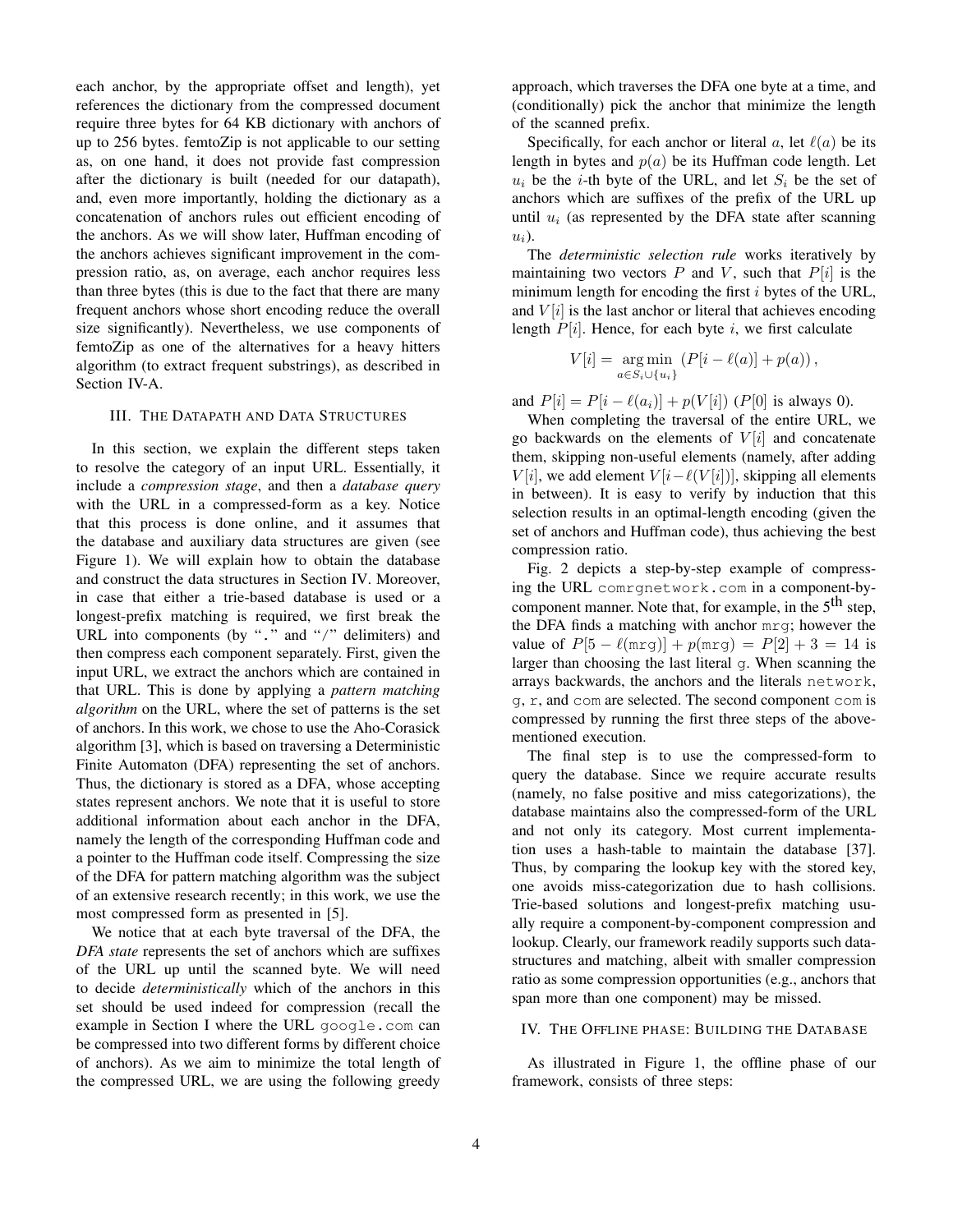each anchor, by the appropriate offset and length), yet references the dictionary from the compressed document require three bytes for 64 KB dictionary with anchors of up to 256 bytes. femtoZip is not applicable to our setting as, on one hand, it does not provide fast compression after the dictionary is built (needed for our datapath), and, even more importantly, holding the dictionary as a concatenation of anchors rules out efficient encoding of the anchors. As we will show later, Huffman encoding of the anchors achieves significant improvement in the compression ratio, as, on average, each anchor requires less than three bytes (this is due to the fact that there are many frequent anchors whose short encoding reduce the overall size significantly). Nevertheless, we use components of femtoZip as one of the alternatives for a heavy hitters algorithm (to extract frequent substrings), as described in Section IV-A.

## III. The Datapath and Data Structures

In this section, we explain the different steps taken to resolve the category of an input URL. Essentially, it include a *compression stage*, and then a *database query* with the URL in a compressed-form as a key. Notice that this process is done online, and it assumes that the database and auxiliary data structures are given (see Figure 1). We will explain how to obtain the database and construct the data structures in Section IV. Moreover, in case that either a trie-based database is used or a longest-prefix matching is required, we first break the URL into components (by "." and "/" delimiters) and then compress each component separately. First, given the input URL, we extract the anchors which are contained in that URL. This is done by applying a *pattern matching algorithm* on the URL, where the set of patterns is the set of anchors. In this work, we chose to use the Aho-Corasick algorithm [3], which is based on traversing a Deterministic Finite Automaton (DFA) representing the set of anchors. Thus, the dictionary is stored as a DFA, whose accepting states represent anchors. We note that it is useful to store additional information about each anchor in the DFA, namely the length of the corresponding Huffman code and a pointer to the Huffman code itself. Compressing the size of the DFA for pattern matching algorithm was the subject of an extensive research recently; in this work, we use the most compressed form as presented in [5].

We notice that at each byte traversal of the DFA, the *DFA state* represents the set of anchors which are suffixes of the URL up until the scanned byte. We will need to decide *deterministically* which of the anchors in this set should be used indeed for compression (recall the example in Section I where the URL `google.com` can be compressed into two different forms by different choice of anchors). As we aim to minimize the total length of the compressed URL, we are using the following greedy approach, which traverses the DFA one byte at a time, and (conditionally) pick the anchor that minimize the length of the scanned prefix.

Specifically, for each anchor or literal $a$, let $\ell(a)$ be its length in bytes and $p(a)$ be its Huffman code length. Let $u_i$ be the $i$-th byte of the URL, and let $S_i$ be the set of anchors which are suffixes of the prefix of the URL up until $u_i$ (as represented by the DFA state after scanning $u_i$).

The *deterministic selection rule* works iteratively by maintaining two vectors $P$ and $V$, such that $P[i]$ is the minimum length for encoding the first $i$ bytes of the URL, and $V[i]$ is the last anchor or literal that achieves encoding length $P[i]$. Hence, for each byte $i$, we first calculate

$$V[i] = \underset{a \in S_i \cup \{u_i\}}{\arg\min} \left( P[i - \ell(a)] + p(a) \right),$$

and $P[i] = P[i - \ell(a_i)] + p(V[i])$ ($P[0]$ is always 0).

When completing the traversal of the entire URL, we go backwards on the elements of $V[i]$ and concatenate them, skipping non-useful elements (namely, after adding $V[i]$, we add element $V[i - \ell(V[i])]$, skipping all elements in between). It is easy to verify by induction that this selection results in an optimal-length encoding (given the set of anchors and Huffman code), thus achieving the best compression ratio.

Fig. 2 depicts a step-by-step example of compressing the URL `comrgnetwork.com` in a component-by-component manner. Note that, for example, in the 5th step, the DFA finds a matching with anchor `mrg`; however the value of $P[5 - \ell(\texttt{mrg})] + p(\texttt{mrg}) = P[2] + 3 = 14$ is larger than choosing the last literal `g`. When scanning the arrays backwards, the anchors and the literals `network`, `g`, `r`, and `com` are selected. The second component `com` is compressed by running the first three steps of the above-mentioned execution.

The final step is to use the compressed-form to query the database. Since we require accurate results (namely, no false positive and miss categorizations), the database maintains also the compressed-form of the URL and not only its category. Most current implementation uses a hash-table to maintain the database [37]. Thus, by comparing the lookup key with the stored key, one avoids miss-categorization due to hash collisions. Trie-based solutions and longest-prefix matching usually require a component-by-component compression and lookup. Clearly, our framework readily supports such data-structures and matching, albeit with smaller compression ratio as some compression opportunities (e.g., anchors that span more than one component) may be missed.

## IV. The Offline phase: Building the Database

As illustrated in Figure 1, the offline phase of our framework, consists of three steps: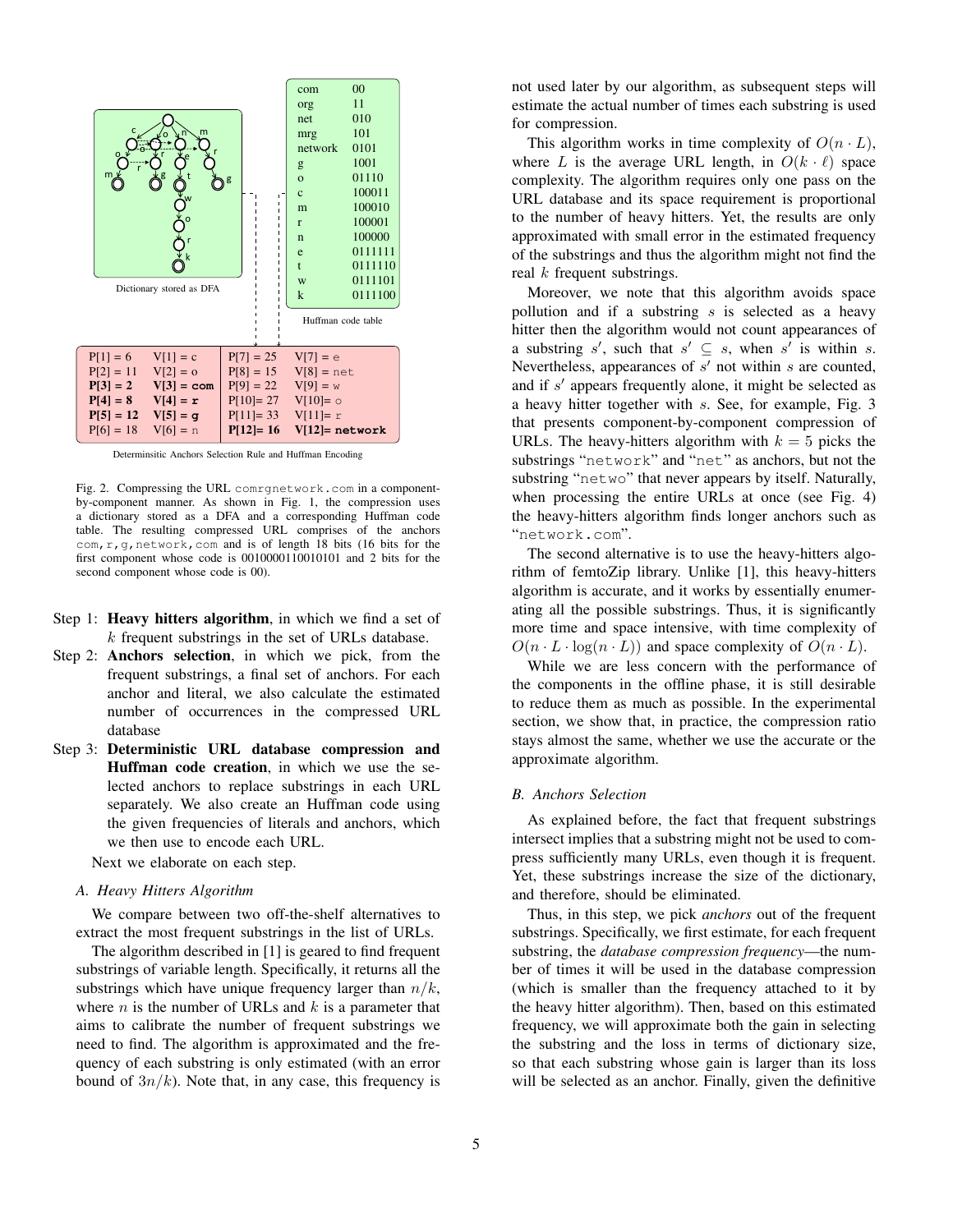| | |
|---|---|
| com | 00 |
| org | 11 |
| net | 010 |
| mrg | 101 |
| network | 0101 |
| g | 1001 |
| o | 01110 |
| c | 100011 |
| m | 100010 |
| r | 100001 |
| n | 100000 |
| e | 0111111 |
| t | 0111110 |
| w | 0111101 |
| k | 0111100 |

Dictionary stored as DFA

Huffman code table

| | | | |
|---|---|---|---|
| P[1] = 6 | V[1] = c | P[7] = 25 | V[7] = e |
| P[2] = 11 | V[2] = o | P[8] = 15 | V[8] = net |
| **P[3] = 2** | **V[3] = com** | P[9] = 22 | V[9] = w |
| **P[4] = 8** | **V[4] = r** | P[10]= 27 | V[10]= o |
| **P[5] = 12** | **V[5] = g** | P[11]= 33 | V[11]= r |
| P[6] = 18 | V[6] = n | **P[12]= 16** | **V[12]= network** |

Determinsitic Anchors Selection Rule and Huffman Encoding

Fig. 2. Compressing the URL `comrgnetwork.com` in a component-by-component manner. As shown in Fig. 1, the compression uses a dictionary stored as a DFA and a corresponding Huffman code table. The resulting compressed URL comprises of the anchors `com,r,g,network,com` and is of length 18 bits (16 bits for the first component whose code is 0010000110010101 and 2 bits for the second component whose code is 00).

Step 1: **Heavy hitters algorithm**, in which we find a set of $k$ frequent substrings in the set of URLs database.

Step 2: **Anchors selection**, in which we pick, from the frequent substrings, a final set of anchors. For each anchor and literal, we also calculate the estimated number of occurrences in the compressed URL database

Step 3: **Deterministic URL database compression and Huffman code creation**, in which we use the selected anchors to replace substrings in each URL separately. We also create an Huffman code using the given frequencies of literals and anchors, which we then use to encode each URL.

Next we elaborate on each step.

### A. Heavy Hitters Algorithm

We compare between two off-the-shelf alternatives to extract the most frequent substrings in the list of URLs.

The algorithm described in [1] is geared to find frequent substrings of variable length. Specifically, it returns all the substrings which have unique frequency larger than $n/k$, where $n$ is the number of URLs and $k$ is a parameter that aims to calibrate the number of frequent substrings we need to find. The algorithm is approximated and the frequency of each substring is only estimated (with an error bound of $3n/k$). Note that, in any case, this frequency is not used later by our algorithm, as subsequent steps will estimate the actual number of times each substring is used for compression.

This algorithm works in time complexity of $O(n \cdot L)$, where $L$ is the average URL length, in $O(k \cdot \ell)$ space complexity. The algorithm requires only one pass on the URL database and its space requirement is proportional to the number of heavy hitters. Yet, the results are only approximated with small error in the estimated frequency of the substrings and thus the algorithm might not find the real $k$ frequent substrings.

Moreover, we note that this algorithm avoids space pollution and if a substring $s$ is selected as a heavy hitter then the algorithm would not count appearances of a substring $s'$, such that $s' \subseteq s$, when $s'$ is within $s$. Nevertheless, appearances of $s'$ not within $s$ are counted, and if $s'$ appears frequently alone, it might be selected as a heavy hitter together with $s$. See, for example, Fig. 3 that presents component-by-component compression of URLs. The heavy-hitters algorithm with $k = 5$ picks the substrings "`network`" and "`net`" as anchors, but not the substring "`netwo`" that never appears by itself. Naturally, when processing the entire URLs at once (see Fig. 4) the heavy-hitters algorithm finds longer anchors such as "`network.com`".

The second alternative is to use the heavy-hitters algorithm of femtoZip library. Unlike [1], this heavy-hitters algorithm is accurate, and it works by essentially enumerating all the possible substrings. Thus, it is significantly more time and space intensive, with time complexity of $O(n \cdot L \cdot \log(n \cdot L))$ and space complexity of $O(n \cdot L)$.

While we are less concern with the performance of the components in the offline phase, it is still desirable to reduce them as much as possible. In the experimental section, we show that, in practice, the compression ratio stays almost the same, whether we use the accurate or the approximate algorithm.

### B. Anchors Selection

As explained before, the fact that frequent substrings intersect implies that a substring might not be used to compress sufficiently many URLs, even though it is frequent. Yet, these substrings increase the size of the dictionary, and therefore, should be eliminated.

Thus, in this step, we pick *anchors* out of the frequent substrings. Specifically, we first estimate, for each frequent substring, the *database compression frequency*—the number of times it will be used in the database compression (which is smaller than the frequency attached to it by the heavy hitter algorithm). Then, based on this estimated frequency, we will approximate both the gain in selecting the substring and the loss in terms of dictionary size, so that each substring whose gain is larger than its loss will be selected as an anchor. Finally, given the definitive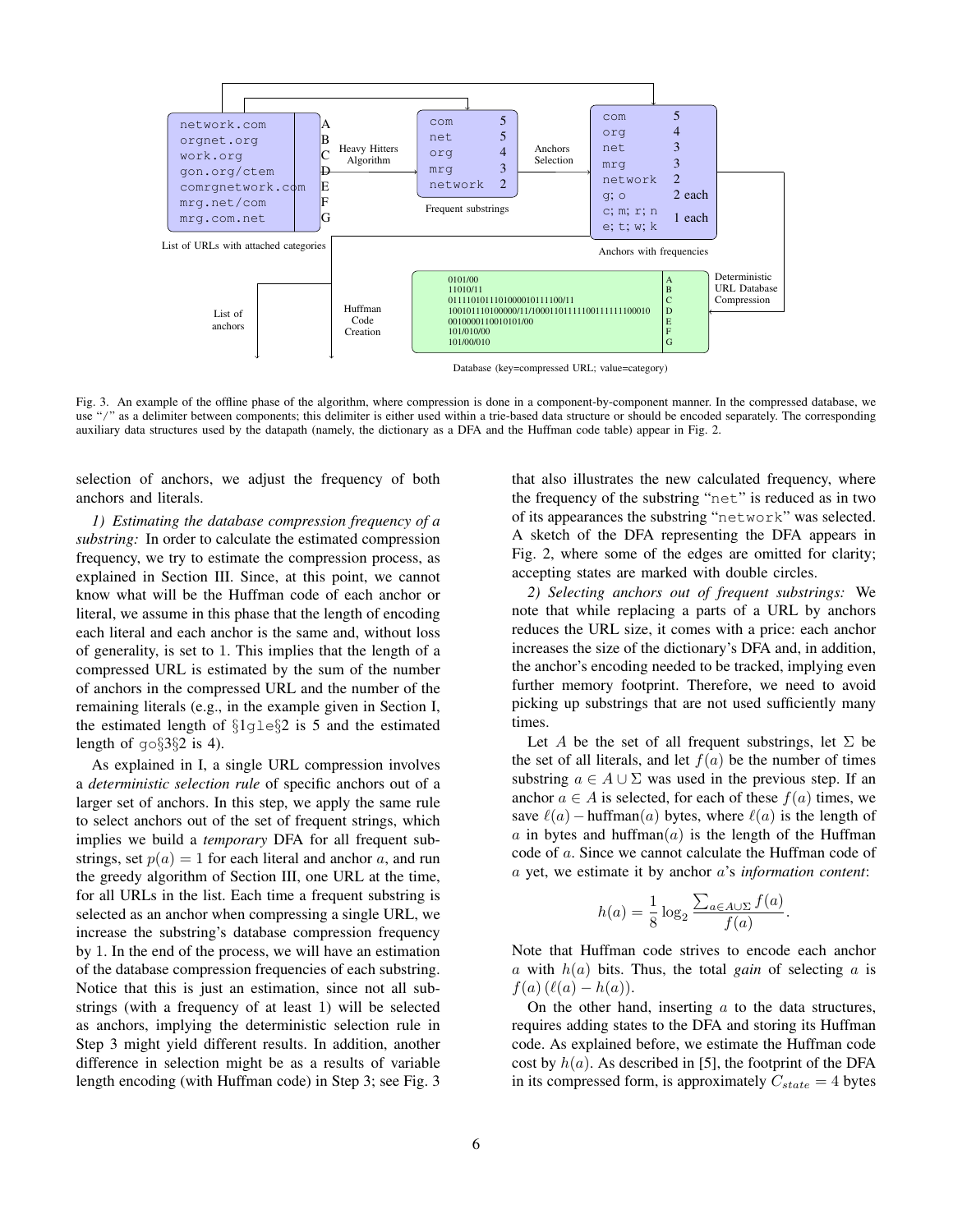Fig. 3. An example of the offline phase of the algorithm, where compression is done in a component-by-component manner. In the compressed database, we use "/" as a delimiter between components; this delimiter is either used within a trie-based data structure or should be encoded separately. The corresponding auxiliary data structures used by the datapath (namely, the dictionary as a DFA and the Huffman code table) appear in Fig. 2.

selection of anchors, we adjust the frequency of both anchors and literals.

*1) Estimating the database compression frequency of a substring:* In order to calculate the estimated compression frequency, we try to estimate the compression process, as explained in Section III. Since, at this point, we cannot know what will be the Huffman code of each anchor or literal, we assume in this phase that the length of encoding each literal and each anchor is the same and, without loss of generality, is set to 1. This implies that the length of a compressed URL is estimated by the sum of the number of anchors in the compressed URL and the number of the remaining literals (e.g., in the example given in Section I, the estimated length of §1gle§2 is 5 and the estimated length of go§3§2 is 4).

As explained in I, a single URL compression involves a *deterministic selection rule* of specific anchors out of a larger set of anchors. In this step, we apply the same rule to select anchors out of the set of frequent strings, which implies we build a *temporary* DFA for all frequent substrings, set $p(a) = 1$ for each literal and anchor $a$, and run the greedy algorithm of Section III, one URL at the time, for all URLs in the list. Each time a frequent substring is selected as an anchor when compressing a single URL, we increase the substring's database compression frequency by 1. In the end of the process, we will have an estimation of the database compression frequencies of each substring. Notice that this is just an estimation, since not all substrings (with a frequency of at least 1) will be selected as anchors, implying the deterministic selection rule in Step 3 might yield different results. In addition, another difference in selection might be as a results of variable length encoding (with Huffman code) in Step 3; see Fig. 3 that also illustrates the new calculated frequency, where the frequency of the substring "net" is reduced as in two of its appearances the substring "network" was selected. A sketch of the DFA representing the DFA appears in Fig. 2, where some of the edges are omitted for clarity; accepting states are marked with double circles.

*2) Selecting anchors out of frequent substrings:* We note that while replacing a parts of a URL by anchors reduces the URL size, it comes with a price: each anchor increases the size of the dictionary's DFA and, in addition, the anchor's encoding needed to be tracked, implying even further memory footprint. Therefore, we need to avoid picking up substrings that are not used sufficiently many times.

Let $A$ be the set of all frequent substrings, let $\Sigma$ be the set of all literals, and let $f(a)$ be the number of times substring $a \in A \cup \Sigma$ was used in the previous step. If an anchor $a \in A$ is selected, for each of these $f(a)$ times, we save $\ell(a) - \text{huffman}(a)$ bytes, where $\ell(a)$ is the length of $a$ in bytes and $\text{huffman}(a)$ is the length of the Huffman code of $a$. Since we cannot calculate the Huffman code of $a$ yet, we estimate it by anchor $a$'s *information content*:

$$h(a) = \frac{1}{8} \log_2 \frac{\sum_{a \in A \cup \Sigma} f(a)}{f(a)}.$$

Note that Huffman code strives to encode each anchor $a$ with $h(a)$ bits. Thus, the total *gain* of selecting $a$ is $f(a) \left(\ell(a) - h(a)\right)$.

On the other hand, inserting $a$ to the data structures, requires adding states to the DFA and storing its Huffman code. As explained before, we estimate the Huffman code cost by $h(a)$. As described in [5], the footprint of the DFA in its compressed form, is approximately $C_{state} = 4$ bytes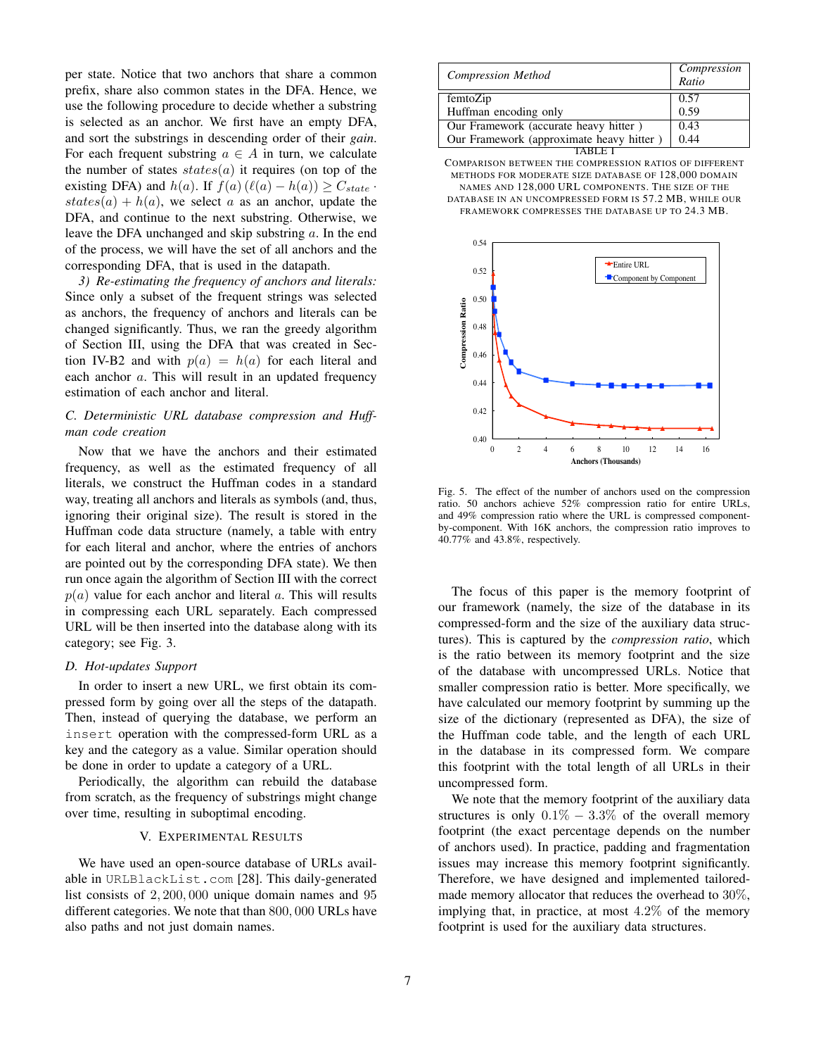per state. Notice that two anchors that share a common prefix, share also common states in the DFA. Hence, we use the following procedure to decide whether a substring is selected as an anchor. We first have an empty DFA, and sort the substrings in descending order of their *gain*. For each frequent substring $a \in A$ in turn, we calculate the number of states $states(a)$ it requires (on top of the existing DFA) and $h(a)$. If $f(a)\,(\ell(a) - h(a)) \geq C_{state} \cdot states(a) + h(a)$, we select $a$ as an anchor, update the DFA, and continue to the next substring. Otherwise, we leave the DFA unchanged and skip substring $a$. In the end of the process, we will have the set of all anchors and the corresponding DFA, that is used in the datapath.

*3) Re-estimating the frequency of anchors and literals:* Since only a subset of the frequent strings was selected as anchors, the frequency of anchors and literals can be changed significantly. Thus, we ran the greedy algorithm of Section III, using the DFA that was created in Section IV-B2 and with $p(a) = h(a)$ for each literal and each anchor $a$. This will result in an updated frequency estimation of each anchor and literal.

### C. Deterministic URL database compression and Huffman code creation

Now that we have the anchors and their estimated frequency, as well as the estimated frequency of all literals, we construct the Huffman codes in a standard way, treating all anchors and literals as symbols (and, thus, ignoring their original size). The result is stored in the Huffman code data structure (namely, a table with entry for each literal and anchor, where the entries of anchors are pointed out by the corresponding DFA state). We then run once again the algorithm of Section III with the correct $p(a)$ value for each anchor and literal $a$. This will results in compressing each URL separately. Each compressed URL will be then inserted into the database along with its category; see Fig. 3.

### D. Hot-updates Support

In order to insert a new URL, we first obtain its compressed form by going over all the steps of the datapath. Then, instead of querying the database, we perform an `insert` operation with the compressed-form URL as a key and the category as a value. Similar operation should be done in order to update a category of a URL.

Periodically, the algorithm can rebuild the database from scratch, as the frequency of substrings might change over time, resulting in suboptimal encoding.

## V. Experimental Results

We have used an open-source database of URLs available in `URLBlackList.com` [28]. This daily-generated list consists of 2,200,000 unique domain names and 95 different categories. We note that than 800,000 URLs have also paths and not just domain names.

| *Compression Method* | *Compression Ratio* |
|---|---|
| femtoZip | 0.57 |
| Huffman encoding only | 0.59 |
| Our Framework (accurate heavy hitter ) | 0.43 |
| Our Framework (approximate heavy hitter ) | 0.44 |

TABLE I
Comparison between the compression ratios of different methods for moderate size database of 128,000 domain names and 128,000 URL components. The size of the database in an uncompressed form is 57.2 MB, while our framework compresses the database up to 24.3 MB.

Fig. 5. The effect of the number of anchors used on the compression ratio. 50 anchors achieve 52% compression ratio for entire URLs, and 49% compression ratio where the URL is compressed component-by-component. With 16K anchors, the compression ratio improves to 40.77% and 43.8%, respectively.

The focus of this paper is the memory footprint of our framework (namely, the size of the database in its compressed-form and the size of the auxiliary data structures). This is captured by the *compression ratio*, which is the ratio between its memory footprint and the size of the database with uncompressed URLs. Notice that smaller compression ratio is better. More specifically, we have calculated our memory footprint by summing up the size of the dictionary (represented as DFA), the size of the Huffman code table, and the length of each URL in the database in its compressed form. We compare this footprint with the total length of all URLs in their uncompressed form.

We note that the memory footprint of the auxiliary data structures is only $0.1\% - 3.3\%$ of the overall memory footprint (the exact percentage depends on the number of anchors used). In practice, padding and fragmentation issues may increase this memory footprint significantly. Therefore, we have designed and implemented tailored-made memory allocator that reduces the overhead to $30\%$, implying that, in practice, at most $4.2\%$ of the memory footprint is used for the auxiliary data structures.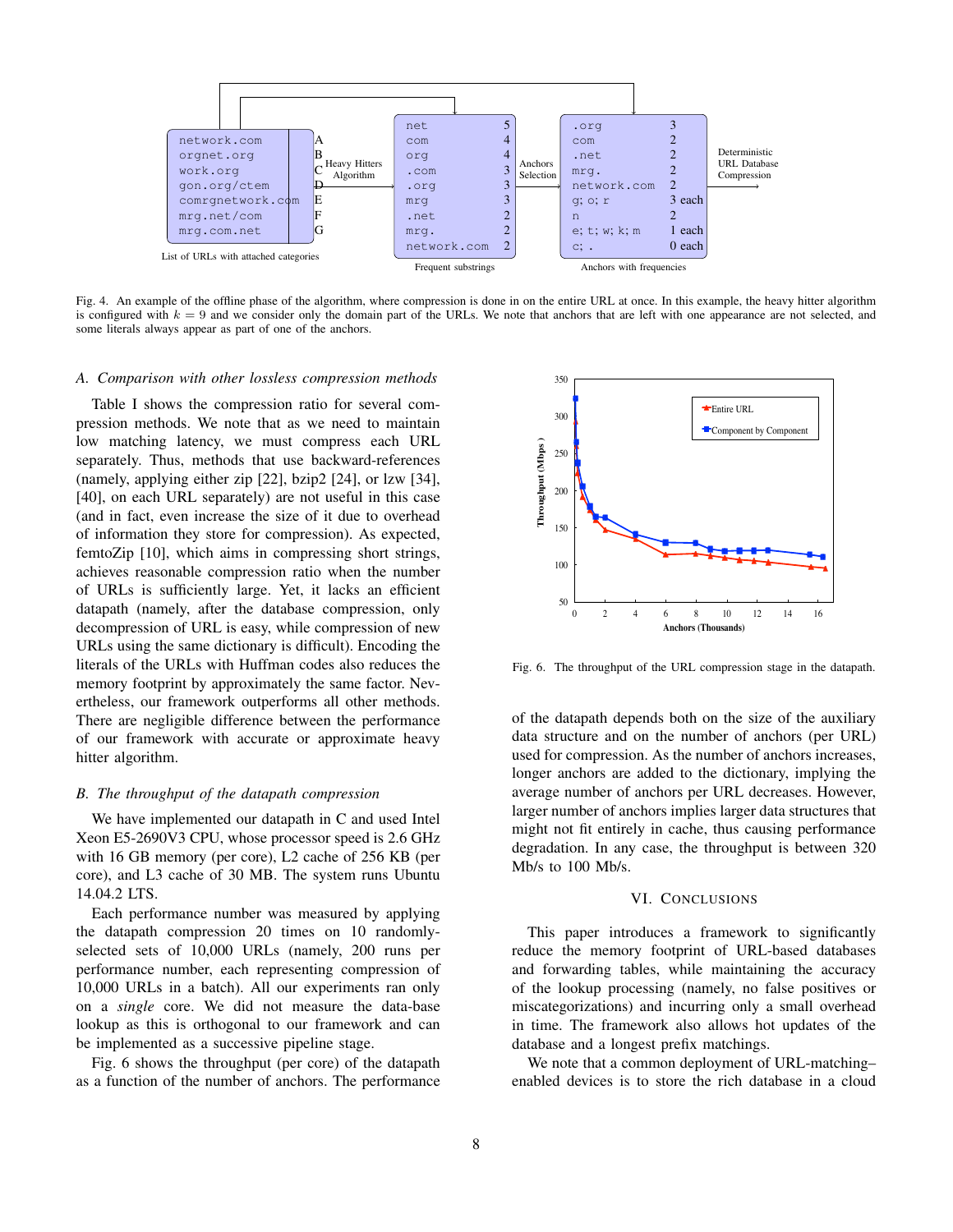Fig. 4. An example of the offline phase of the algorithm, where compression is done in on the entire URL at once. In this example, the heavy hitter algorithm is configured with $k = 9$ and we consider only the domain part of the URLs. We note that anchors that are left with one appearance are not selected, and some literals always appear as part of one of the anchors.

### A. Comparison with other lossless compression methods

Table I shows the compression ratio for several compression methods. We note that as we need to maintain low matching latency, we must compress each URL separately. Thus, methods that use backward-references (namely, applying either zip [22], bzip2 [24], or lzw [34], [40], on each URL separately) are not useful in this case (and in fact, even increase the size of it due to overhead of information they store for compression). As expected, femtoZip [10], which aims in compressing short strings, achieves reasonable compression ratio when the number of URLs is sufficiently large. Yet, it lacks an efficient datapath (namely, after the database compression, only decompression of URL is easy, while compression of new URLs using the same dictionary is difficult). Encoding the literals of the URLs with Huffman codes also reduces the memory footprint by approximately the same factor. Nevertheless, our framework outperforms all other methods. There are negligible difference between the performance of our framework with accurate or approximate heavy hitter algorithm.

### B. The throughput of the datapath compression

We have implemented our datapath in C and used Intel Xeon E5-2690V3 CPU, whose processor speed is 2.6 GHz with 16 GB memory (per core), L2 cache of 256 KB (per core), and L3 cache of 30 MB. The system runs Ubuntu 14.04.2 LTS.

Each performance number was measured by applying the datapath compression 20 times on 10 randomly-selected sets of 10,000 URLs (namely, 200 runs per performance number, each representing compression of 10,000 URLs in a batch). All our experiments ran only on a *single* core. We did not measure the data-base lookup as this is orthogonal to our framework and can be implemented as a successive pipeline stage.

Fig. 6 shows the throughput (per core) of the datapath as a function of the number of anchors. The performance of the datapath depends both on the size of the auxiliary data structure and on the number of anchors (per URL) used for compression. As the number of anchors increases, longer anchors are added to the dictionary, implying the average number of anchors per URL decreases. However, larger number of anchors implies larger data structures that might not fit entirely in cache, thus causing performance degradation. In any case, the throughput is between 320 Mb/s to 100 Mb/s.

Fig. 6. The throughput of the URL compression stage in the datapath.

## VI. Conclusions

This paper introduces a framework to significantly reduce the memory footprint of URL-based databases and forwarding tables, while maintaining the accuracy of the lookup processing (namely, no false positives or miscategorizations) and incurring only a small overhead in time. The framework also allows hot updates of the database and a longest prefix matchings.

We note that a common deployment of URL-matching–enabled devices is to store the rich database in a cloud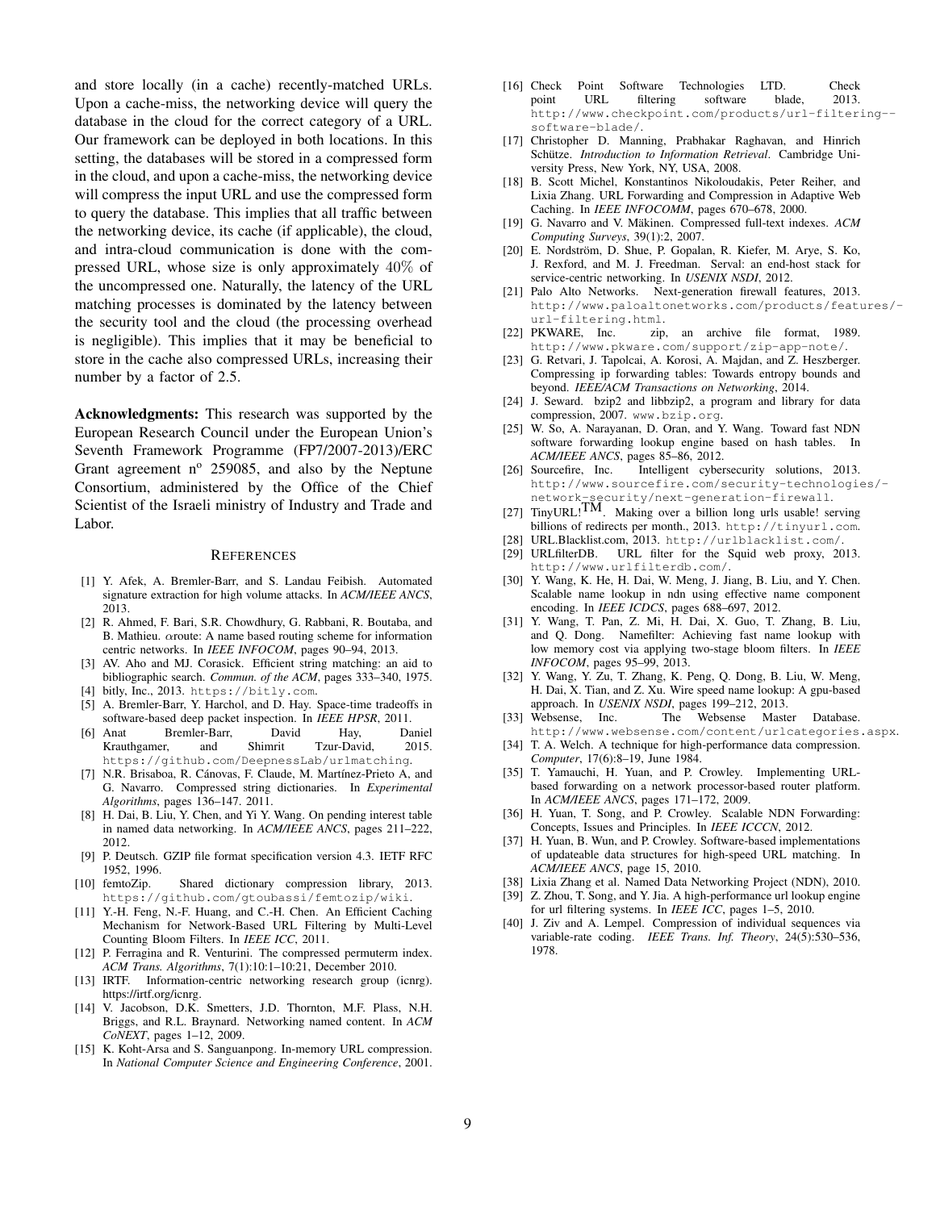and store locally (in a cache) recently-matched URLs. Upon a cache-miss, the networking device will query the database in the cloud for the correct category of a URL. Our framework can be deployed in both locations. In this setting, the databases will be stored in a compressed form in the cloud, and upon a cache-miss, the networking device will compress the input URL and use the compressed form to query the database. This implies that all traffic between the networking device, its cache (if applicable), the cloud, and intra-cloud communication is done with the compressed URL, whose size is only approximately $40\%$ of the uncompressed one. Naturally, the latency of the URL matching processes is dominated by the latency between the security tool and the cloud (the processing overhead is negligible). This implies that it may be beneficial to store in the cache also compressed URLs, increasing their number by a factor of 2.5.

**Acknowledgments:** This research was supported by the European Research Council under the European Union's Seventh Framework Programme (FP7/2007-2013)/ERC Grant agreement n$^{o}$ 259085, and also by the Neptune Consortium, administered by the Office of the Chief Scientist of the Israeli ministry of Industry and Trade and Labor.

## REFERENCES

[1] Y. Afek, A. Bremler-Barr, and S. Landau Feibish. Automated signature extraction for high volume attacks. In *ACM/IEEE ANCS*, 2013.

[2] R. Ahmed, F. Bari, S.R. Chowdhury, G. Rabbani, R. Boutaba, and B. Mathieu. $\alpha$route: A name based routing scheme for information centric networks. In *IEEE INFOCOM*, pages 90–94, 2013.

[3] AV. Aho and MJ. Corasick. Efficient string matching: an aid to bibliographic search. *Commun. of the ACM*, pages 333–340, 1975.

[4] bitly, Inc., 2013. https://bitly.com.

[5] A. Bremler-Barr, Y. Harchol, and D. Hay. Space-time tradeoffs in software-based deep packet inspection. In *IEEE HPSR*, 2011.

[6] Anat Bremler-Barr, David Hay, Daniel Krauthgamer, and Shimrit Tzur-David, 2015. https://github.com/DeepnessLab/urlmatching.

[7] N.R. Brisaboa, R. Cánovas, F. Claude, M. Martínez-Prieto A, and G. Navarro. Compressed string dictionaries. In *Experimental Algorithms*, pages 136–147. 2011.

[8] H. Dai, B. Liu, Y. Chen, and Yi Y. Wang. On pending interest table in named data networking. In *ACM/IEEE ANCS*, pages 211–222, 2012.

[9] P. Deutsch. GZIP file format specification version 4.3. IETF RFC 1952, 1996.

[10] femtoZip. Shared dictionary compression library, 2013. https://github.com/gtoubassi/femtozip/wiki.

[11] Y.-H. Feng, N.-F. Huang, and C.-H. Chen. An Efficient Caching Mechanism for Network-Based URL Filtering by Multi-Level Counting Bloom Filters. In *IEEE ICC*, 2011.

[12] P. Ferragina and R. Venturini. The compressed permuterm index. *ACM Trans. Algorithms*, 7(1):10:1–10:21, December 2010.

[13] IRTF. Information-centric networking research group (icnrg). https://irtf.org/icnrg.

[14] V. Jacobson, D.K. Smetters, J.D. Thornton, M.F. Plass, N.H. Briggs, and R.L. Braynard. Networking named content. In *ACM CoNEXT*, pages 1–12, 2009.

[15] K. Koht-Arsa and S. Sanguanpong. In-memory URL compression. In *National Computer Science and Engineering Conference*, 2001.

[16] Check Point Software Technologies LTD. Check point URL filtering software blade, 2013. http://www.checkpoint.com/products/url-filtering--software-blade/.

[17] Christopher D. Manning, Prabhakar Raghavan, and Hinrich Schütze. *Introduction to Information Retrieval*. Cambridge University Press, New York, NY, USA, 2008.

[18] B. Scott Michel, Konstantinos Nikoloudakis, Peter Reiher, and Lixia Zhang. URL Forwarding and Compression in Adaptive Web Caching. In *IEEE INFOCOMM*, pages 670–678, 2000.

[19] G. Navarro and V. Mäkinen. Compressed full-text indexes. *ACM Computing Surveys*, 39(1):2, 2007.

[20] E. Nordström, D. Shue, P. Gopalan, R. Kiefer, M. Arye, S. Ko, J. Rexford, and M. J. Freedman. Serval: an end-host stack for service-centric networking. In *USENIX NSDI*, 2012.

[21] Palo Alto Networks. Next-generation firewall features, 2013. http://www.paloaltonetworks.com/products/features/-url-filtering.html.

[22] PKWARE, Inc. zip, an archive file format, 1989. http://www.pkware.com/support/zip-app-note/.

[23] G. Retvari, J. Tapolcai, A. Korosi, A. Majdan, and Z. Heszberger. Compressing ip forwarding tables: Towards entropy bounds and beyond. *IEEE/ACM Transactions on Networking*, 2014.

[24] J. Seward. bzip2 and libbzip2, a program and library for data compression, 2007. www.bzip.org.

[25] W. So, A. Narayanan, D. Oran, and Y. Wang. Toward fast NDN software forwarding lookup engine based on hash tables. In *ACM/IEEE ANCS*, pages 85–86, 2012.

[26] Sourcefire, Inc. Intelligent cybersecurity solutions, 2013. http://www.sourcefire.com/security-technologies/-network-security/next-generation-firewall.

[27] TinyURL!$^{\text{TM}}$. Making over a billion long urls usable! serving billions of redirects per month., 2013. http://tinyurl.com.

[28] URL.Blacklist.com, 2013. http://urlblacklist.com/.

[29] URLfilterDB. URL filter for the Squid web proxy, 2013. http://www.urlfilterdb.com/.

[30] Y. Wang, K. He, H. Dai, W. Meng, J. Jiang, B. Liu, and Y. Chen. Scalable name lookup in ndn using effective name component encoding. In *IEEE ICDCS*, pages 688–697, 2012.

[31] Y. Wang, T. Pan, Z. Mi, H. Dai, X. Guo, T. Zhang, B. Liu, and Q. Dong. Namefilter: Achieving fast name lookup with low memory cost via applying two-stage bloom filters. In *IEEE INFOCOM*, pages 95–99, 2013.

[32] Y. Wang, Y. Zu, T. Zhang, K. Peng, Q. Dong, B. Liu, W. Meng, H. Dai, X. Tian, and Z. Xu. Wire speed name lookup: A gpu-based approach. In *USENIX NSDI*, pages 199–212, 2013.

[33] Websense, Inc. The Websense Master Database. http://www.websense.com/content/urlcategories.aspx.

[34] T. A. Welch. A technique for high-performance data compression. *Computer*, 17(6):8–19, June 1984.

[35] T. Yamauchi, H. Yuan, and P. Crowley. Implementing URL-based forwarding on a network processor-based router platform. In *ACM/IEEE ANCS*, pages 171–172, 2009.

[36] H. Yuan, T. Song, and P. Crowley. Scalable NDN Forwarding: Concepts, Issues and Principles. In *IEEE ICCCN*, 2012.

[37] H. Yuan, B. Wun, and P. Crowley. Software-based implementations of updateable data structures for high-speed URL matching. In *ACM/IEEE ANCS*, page 15, 2010.

[38] Lixia Zhang et al. Named Data Networking Project (NDN), 2010.

[39] Z. Zhou, T. Song, and Y. Jia. A high-performance url lookup engine for url filtering systems. In *IEEE ICC*, pages 1–5, 2010.

[40] J. Ziv and A. Lempel. Compression of individual sequences via variable-rate coding. *IEEE Trans. Inf. Theory*, 24(5):530–536, 1978.